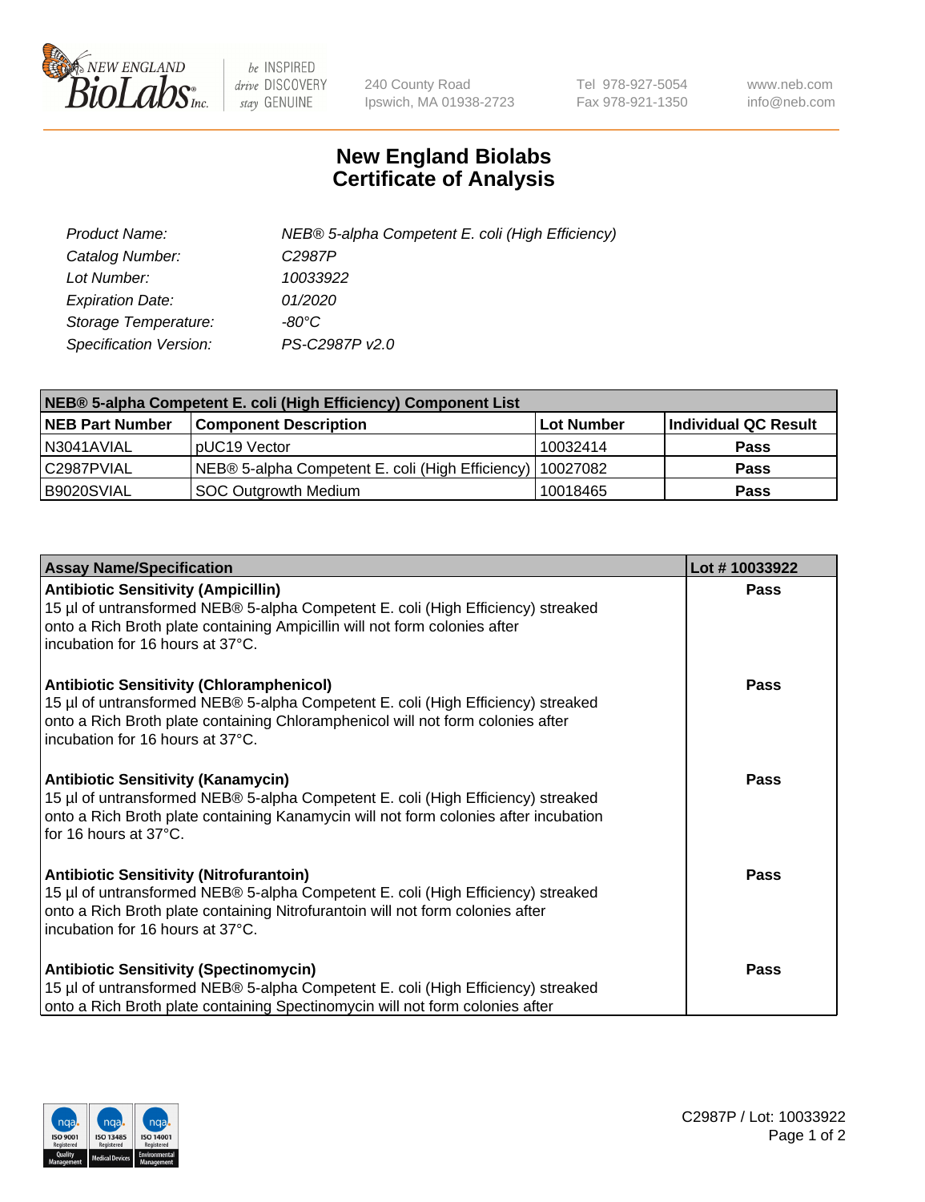# New England Biolabs Certificate of Analysis

| | |
|---|---|
| *Product Name:* | *NEB® 5-alpha Competent E. coli (High Efficiency)* |
| *Catalog Number:* | *C2987P* |
| *Lot Number:* | *10033922* |
| *Expiration Date:* | *01/2020* |
| *Storage Temperature:* | *-80°C* |
| *Specification Version:* | *PS-C2987P v2.0* |

| **NEB® 5-alpha Competent E. coli (High Efficiency) Component List** | | | |
|---|---|---|---|
| **NEB Part Number** | **Component Description** | **Lot Number** | **Individual QC Result** |
| N3041AVIAL | pUC19 Vector | 10032414 | **Pass** |
| C2987PVIAL | NEB® 5-alpha Competent E. coli (High Efficiency) | 10027082 | **Pass** |
| B9020SVIAL | SOC Outgrowth Medium | 10018465 | **Pass** |

| **Assay Name/Specification** | **Lot # 10033922** |
|---|---|
| **Antibiotic Sensitivity (Ampicillin)** 15 µl of untransformed NEB® 5-alpha Competent E. coli (High Efficiency) streaked onto a Rich Broth plate containing Ampicillin will not form colonies after incubation for 16 hours at 37°C. | **Pass** |
| **Antibiotic Sensitivity (Chloramphenicol)** 15 µl of untransformed NEB® 5-alpha Competent E. coli (High Efficiency) streaked onto a Rich Broth plate containing Chloramphenicol will not form colonies after incubation for 16 hours at 37°C. | **Pass** |
| **Antibiotic Sensitivity (Kanamycin)** 15 µl of untransformed NEB® 5-alpha Competent E. coli (High Efficiency) streaked onto a Rich Broth plate containing Kanamycin will not form colonies after incubation for 16 hours at 37°C. | **Pass** |
| **Antibiotic Sensitivity (Nitrofurantoin)** 15 µl of untransformed NEB® 5-alpha Competent E. coli (High Efficiency) streaked onto a Rich Broth plate containing Nitrofurantoin will not form colonies after incubation for 16 hours at 37°C. | **Pass** |
| **Antibiotic Sensitivity (Spectinomycin)** 15 µl of untransformed NEB® 5-alpha Competent E. coli (High Efficiency) streaked onto a Rich Broth plate containing Spectinomycin will not form colonies after | **Pass** |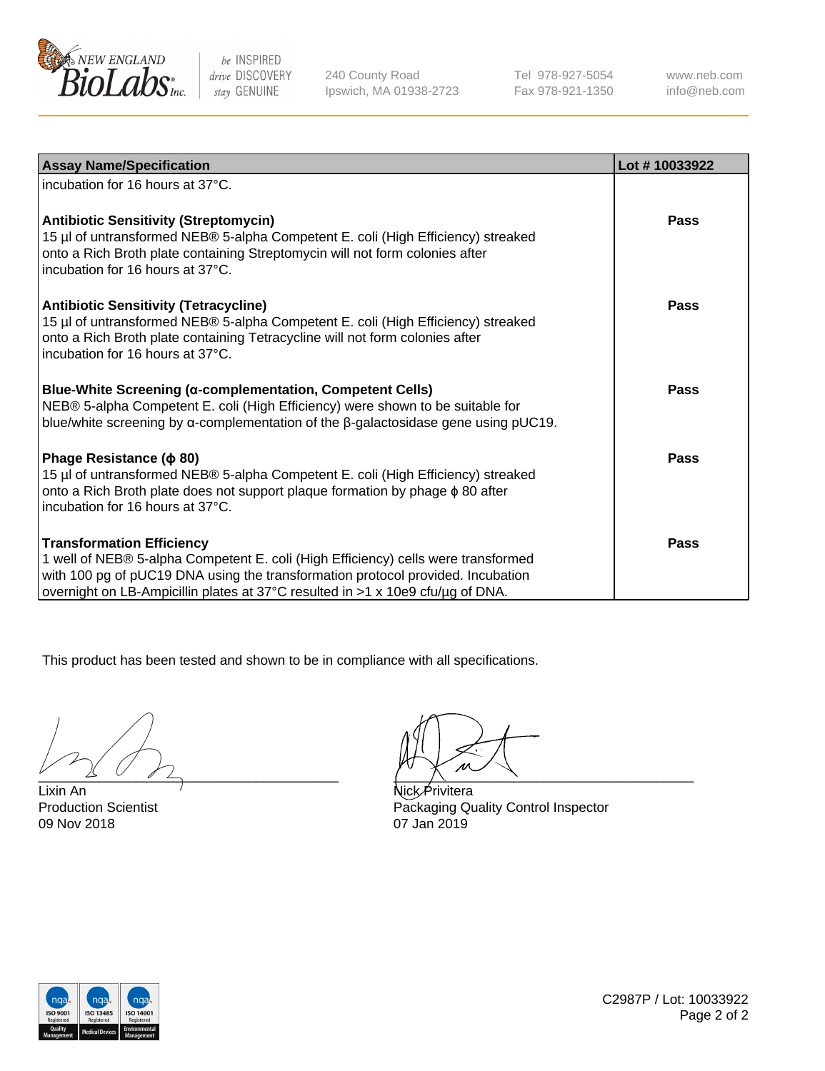| Assay Name/Specification | Lot # 10033922 |
|---|---|
| incubation for 16 hours at 37°C. | |
| **Antibiotic Sensitivity (Streptomycin)**<br>15 µl of untransformed NEB® 5-alpha Competent E. coli (High Efficiency) streaked onto a Rich Broth plate containing Streptomycin will not form colonies after incubation for 16 hours at 37°C. | **Pass** |
| **Antibiotic Sensitivity (Tetracycline)**<br>15 µl of untransformed NEB® 5-alpha Competent E. coli (High Efficiency) streaked onto a Rich Broth plate containing Tetracycline will not form colonies after incubation for 16 hours at 37°C. | **Pass** |
| **Blue-White Screening (α-complementation, Competent Cells)**<br>NEB® 5-alpha Competent E. coli (High Efficiency) were shown to be suitable for blue/white screening by α-complementation of the β-galactosidase gene using pUC19. | **Pass** |
| **Phage Resistance (ϕ 80)**<br>15 µl of untransformed NEB® 5-alpha Competent E. coli (High Efficiency) streaked onto a Rich Broth plate does not support plaque formation by phage ϕ 80 after incubation for 16 hours at 37°C. | **Pass** |
| **Transformation Efficiency**<br>1 well of NEB® 5-alpha Competent E. coli (High Efficiency) cells were transformed with 100 pg of pUC19 DNA using the transformation protocol provided. Incubation overnight on LB-Ampicillin plates at 37°C resulted in >1 x 10e9 cfu/µg of DNA. | **Pass** |

This product has been tested and shown to be in compliance with all specifications.

Lixin An
Production Scientist
09 Nov 2018

Nick Privitera
Packaging Quality Control Inspector
07 Jan 2019

C2987P / Lot: 10033922